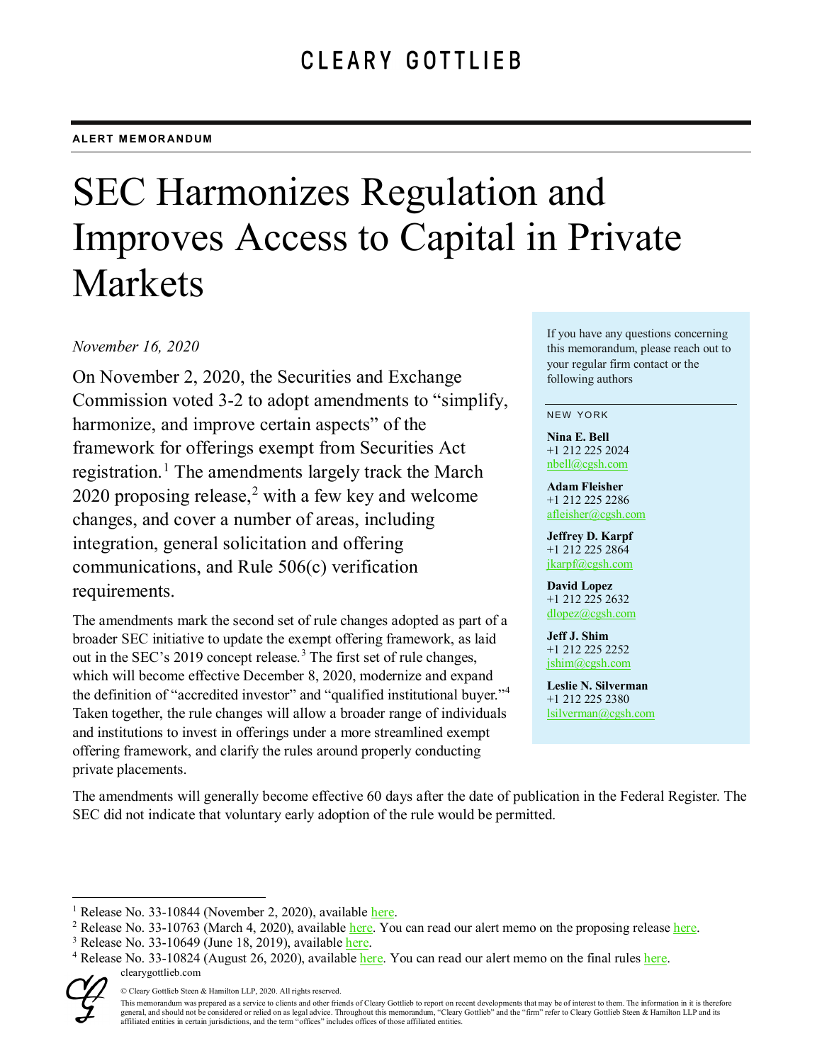CLEARY GOTTLIEB

**ALERT MEMORANDUM**

# SEC Harmonizes Regulation and Improves Access to Capital in Private Markets

*November 16, 2020*

On November 2, 2020, the Securities and Exchange Commission voted 3-2 to adopt amendments to "simplify, harmonize, and improve certain aspects" of the framework for offerings exempt from Securities Act registration.[1] The amendments largely track the March 2020 proposing release,[2] with a few key and welcome changes, and cover a number of areas, including integration, general solicitation and offering communications, and Rule 506(c) verification requirements.

The amendments mark the second set of rule changes adopted as part of a broader SEC initiative to update the exempt offering framework, as laid out in the SEC's 2019 concept release.[3] The first set of rule changes, which will become effective December 8, 2020, modernize and expand the definition of "accredited investor" and "qualified institutional buyer."[4] Taken together, the rule changes will allow a broader range of individuals and institutions to invest in offerings under a more streamlined exempt offering framework, and clarify the rules around properly conducting private placements.

The amendments will generally become effective 60 days after the date of publication in the Federal Register. The SEC did not indicate that voluntary early adoption of the rule would be permitted.

If you have any questions concerning this memorandum, please reach out to your regular firm contact or the following authors

NEW YORK

**Nina E. Bell**
+1 212 225 2024
nbell@cgsh.com

**Adam Fleisher**
+1 212 225 2286
afleisher@cgsh.com

**Jeffrey D. Karpf**
+1 212 225 2864
jkarpf@cgsh.com

**David Lopez**
+1 212 225 2632
dlopez@cgsh.com

**Jeff J. Shim**
+1 212 225 2252
jshim@cgsh.com

**Leslie N. Silverman**
+1 212 225 2380
lsilverman@cgsh.com

---

[1] Release No. 33-10844 (November 2, 2020), available here.

[2] Release No. 33-10763 (March 4, 2020), available here. You can read our alert memo on the proposing release here.

[3] Release No. 33-10649 (June 18, 2019), available here.

[4] Release No. 33-10824 (August 26, 2020), available here. You can read our alert memo on the final rules here.

clearygottlieb.com

© Cleary Gottlieb Steen & Hamilton LLP, 2020. All rights reserved.

This memorandum was prepared as a service to clients and other friends of Cleary Gottlieb to report on recent developments that may be of interest to them. The information in it is therefore general, and should not be considered or relied on as legal advice. Throughout this memorandum, "Cleary Gottlieb" and the "firm" refer to Cleary Gottlieb Steen & Hamilton LLP and its affiliated entities in certain jurisdictions, and the term "offices" includes offices of those affiliated entities.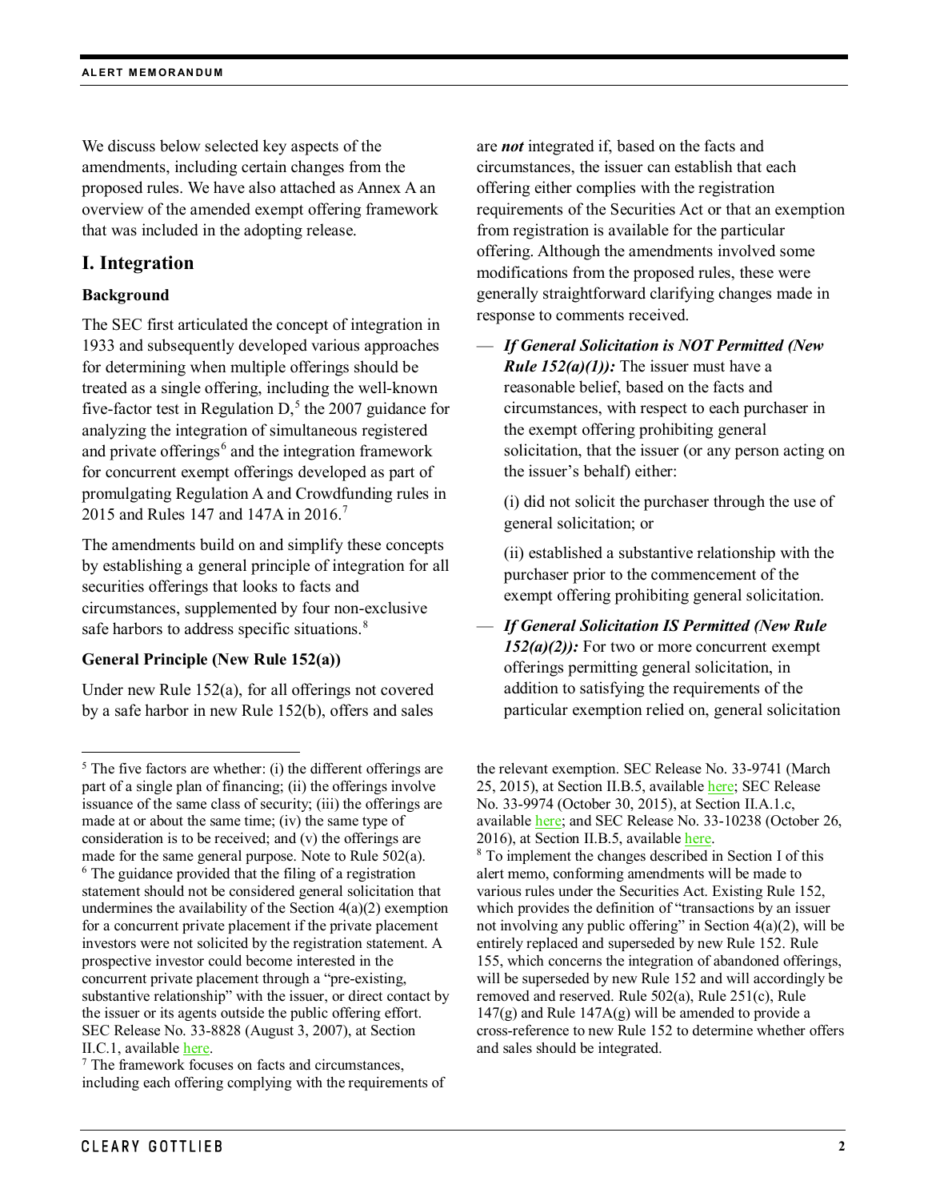We discuss below selected key aspects of the amendments, including certain changes from the proposed rules. We have also attached as Annex A an overview of the amended exempt offering framework that was included in the adopting release.

## I. Integration

### Background

The SEC first articulated the concept of integration in 1933 and subsequently developed various approaches for determining when multiple offerings should be treated as a single offering, including the well-known five-factor test in Regulation D,[5] the 2007 guidance for analyzing the integration of simultaneous registered and private offerings[6] and the integration framework for concurrent exempt offerings developed as part of promulgating Regulation A and Crowdfunding rules in 2015 and Rules 147 and 147A in 2016.[7]

The amendments build on and simplify these concepts by establishing a general principle of integration for all securities offerings that looks to facts and circumstances, supplemented by four non-exclusive safe harbors to address specific situations.[8]

### General Principle (New Rule 152(a))

Under new Rule 152(a), for all offerings not covered by a safe harbor in new Rule 152(b), offers and sales are ***not*** integrated if, based on the facts and circumstances, the issuer can establish that each offering either complies with the registration requirements of the Securities Act or that an exemption from registration is available for the particular offering. Although the amendments involved some modifications from the proposed rules, these were generally straightforward clarifying changes made in response to comments received.

— ***If General Solicitation is NOT Permitted (New Rule 152(a)(1)):*** The issuer must have a reasonable belief, based on the facts and circumstances, with respect to each purchaser in the exempt offering prohibiting general solicitation, that the issuer (or any person acting on the issuer's behalf) either:

  (i) did not solicit the purchaser through the use of general solicitation; or

  (ii) established a substantive relationship with the purchaser prior to the commencement of the exempt offering prohibiting general solicitation.

— ***If General Solicitation IS Permitted (New Rule 152(a)(2)):*** For two or more concurrent exempt offerings permitting general solicitation, in addition to satisfying the requirements of the particular exemption relied on, general solicitation

---

[5] The five factors are whether: (i) the different offerings are part of a single plan of financing; (ii) the offerings involve issuance of the same class of security; (iii) the offerings are made at or about the same time; (iv) the same type of consideration is to be received; and (v) the offerings are made for the same general purpose. Note to Rule 502(a).

[6] The guidance provided that the filing of a registration statement should not be considered general solicitation that undermines the availability of the Section 4(a)(2) exemption for a concurrent private placement if the private placement investors were not solicited by the registration statement. A prospective investor could become interested in the concurrent private placement through a "pre-existing, substantive relationship" with the issuer, or direct contact by the issuer or its agents outside the public offering effort. SEC Release No. 33-8828 (August 3, 2007), at Section II.C.1, available here.

[7] The framework focuses on facts and circumstances, including each offering complying with the requirements of the relevant exemption. SEC Release No. 33-9741 (March 25, 2015), at Section II.B.5, available here; SEC Release No. 33-9974 (October 30, 2015), at Section II.A.1.c, available here; and SEC Release No. 33-10238 (October 26, 2016), at Section II.B.5, available here.

[8] To implement the changes described in Section I of this alert memo, conforming amendments will be made to various rules under the Securities Act. Existing Rule 152, which provides the definition of "transactions by an issuer not involving any public offering" in Section 4(a)(2), will be entirely replaced and superseded by new Rule 152. Rule 155, which concerns the integration of abandoned offerings, will be superseded by new Rule 152 and will accordingly be removed and reserved. Rule 502(a), Rule 251(c), Rule 147(g) and Rule 147A(g) will be amended to provide a cross-reference to new Rule 152 to determine whether offers and sales should be integrated.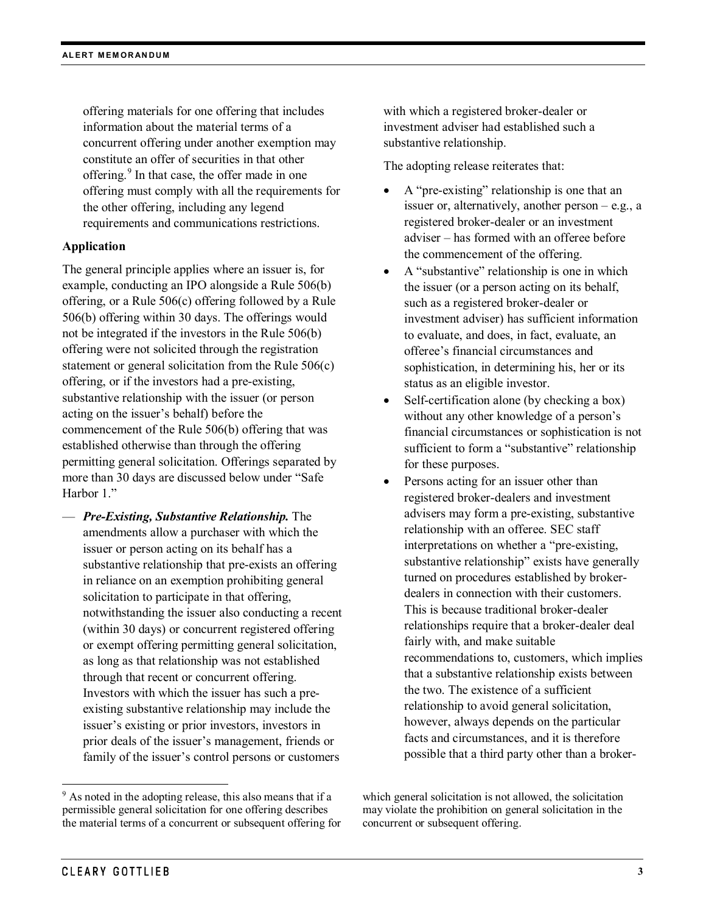offering materials for one offering that includes information about the material terms of a concurrent offering under another exemption may constitute an offer of securities in that other offering.[9] In that case, the offer made in one offering must comply with all the requirements for the other offering, including any legend requirements and communications restrictions.

**Application**

The general principle applies where an issuer is, for example, conducting an IPO alongside a Rule 506(b) offering, or a Rule 506(c) offering followed by a Rule 506(b) offering within 30 days. The offerings would not be integrated if the investors in the Rule 506(b) offering were not solicited through the registration statement or general solicitation from the Rule 506(c) offering, or if the investors had a pre-existing, substantive relationship with the issuer (or person acting on the issuer's behalf) before the commencement of the Rule 506(b) offering that was established otherwise than through the offering permitting general solicitation. Offerings separated by more than 30 days are discussed below under "Safe Harbor 1."

— ***Pre-Existing, Substantive Relationship.*** The amendments allow a purchaser with which the issuer or person acting on its behalf has a substantive relationship that pre-exists an offering in reliance on an exemption prohibiting general solicitation to participate in that offering, notwithstanding the issuer also conducting a recent (within 30 days) or concurrent registered offering or exempt offering permitting general solicitation, as long as that relationship was not established through that recent or concurrent offering. Investors with which the issuer has such a pre-existing substantive relationship may include the issuer's existing or prior investors, investors in prior deals of the issuer's management, friends or family of the issuer's control persons or customers with which a registered broker-dealer or investment adviser had established such a substantive relationship.

The adopting release reiterates that:

- A "pre-existing" relationship is one that an issuer or, alternatively, another person – e.g., a registered broker-dealer or an investment adviser – has formed with an offeree before the commencement of the offering.
- A "substantive" relationship is one in which the issuer (or a person acting on its behalf, such as a registered broker-dealer or investment adviser) has sufficient information to evaluate, and does, in fact, evaluate, an offeree's financial circumstances and sophistication, in determining his, her or its status as an eligible investor.
- Self-certification alone (by checking a box) without any other knowledge of a person's financial circumstances or sophistication is not sufficient to form a "substantive" relationship for these purposes.
- Persons acting for an issuer other than registered broker-dealers and investment advisers may form a pre-existing, substantive relationship with an offeree. SEC staff interpretations on whether a "pre-existing, substantive relationship" exists have generally turned on procedures established by broker-dealers in connection with their customers. This is because traditional broker-dealer relationships require that a broker-dealer deal fairly with, and make suitable recommendations to, customers, which implies that a substantive relationship exists between the two. The existence of a sufficient relationship to avoid general solicitation, however, always depends on the particular facts and circumstances, and it is therefore possible that a third party other than a broker-

[9] As noted in the adopting release, this also means that if a permissible general solicitation for one offering describes the material terms of a concurrent or subsequent offering for which general solicitation is not allowed, the solicitation may violate the prohibition on general solicitation in the concurrent or subsequent offering.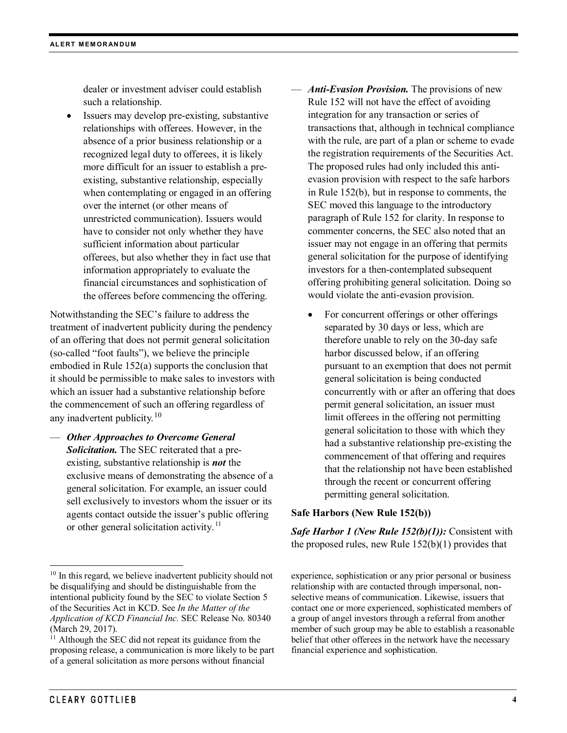dealer or investment adviser could establish such a relationship.

- Issuers may develop pre-existing, substantive relationships with offerees. However, in the absence of a prior business relationship or a recognized legal duty to offerees, it is likely more difficult for an issuer to establish a pre-existing, substantive relationship, especially when contemplating or engaged in an offering over the internet (or other means of unrestricted communication). Issuers would have to consider not only whether they have sufficient information about particular offerees, but also whether they in fact use that information appropriately to evaluate the financial circumstances and sophistication of the offerees before commencing the offering.

Notwithstanding the SEC's failure to address the treatment of inadvertent publicity during the pendency of an offering that does not permit general solicitation (so-called "foot faults"), we believe the principle embodied in Rule 152(a) supports the conclusion that it should be permissible to make sales to investors with which an issuer had a substantive relationship before the commencement of such an offering regardless of any inadvertent publicity.[10]

— ***Other Approaches to Overcome General Solicitation.*** The SEC reiterated that a pre-existing, substantive relationship is ***not*** the exclusive means of demonstrating the absence of a general solicitation. For example, an issuer could sell exclusively to investors whom the issuer or its agents contact outside the issuer's public offering or other general solicitation activity.[11]

— ***Anti-Evasion Provision.*** The provisions of new Rule 152 will not have the effect of avoiding integration for any transaction or series of transactions that, although in technical compliance with the rule, are part of a plan or scheme to evade the registration requirements of the Securities Act. The proposed rules had only included this anti-evasion provision with respect to the safe harbors in Rule 152(b), but in response to comments, the SEC moved this language to the introductory paragraph of Rule 152 for clarity. In response to commenter concerns, the SEC also noted that an issuer may not engage in an offering that permits general solicitation for the purpose of identifying investors for a then-contemplated subsequent offering prohibiting general solicitation. Doing so would violate the anti-evasion provision.

- For concurrent offerings or other offerings separated by 30 days or less, which are therefore unable to rely on the 30-day safe harbor discussed below, if an offering pursuant to an exemption that does not permit general solicitation is being conducted concurrently with or after an offering that does permit general solicitation, an issuer must limit offerees in the offering not permitting general solicitation to those with which they had a substantive relationship pre-existing the commencement of that offering and requires that the relationship not have been established through the recent or concurrent offering permitting general solicitation.

**Safe Harbors (New Rule 152(b))**

***Safe Harbor 1 (New Rule 152(b)(1)):*** Consistent with the proposed rules, new Rule 152(b)(1) provides that

---

[10] In this regard, we believe inadvertent publicity should not be disqualifying and should be distinguishable from the intentional publicity found by the SEC to violate Section 5 of the Securities Act in KCD. See *In the Matter of the Application of KCD Financial Inc.* SEC Release No. 80340 (March 29, 2017).

[11] Although the SEC did not repeat its guidance from the proposing release, a communication is more likely to be part of a general solicitation as more persons without financial experience, sophistication or any prior personal or business relationship with are contacted through impersonal, non-selective means of communication. Likewise, issuers that contact one or more experienced, sophisticated members of a group of angel investors through a referral from another member of such group may be able to establish a reasonable belief that other offerees in the network have the necessary financial experience and sophistication.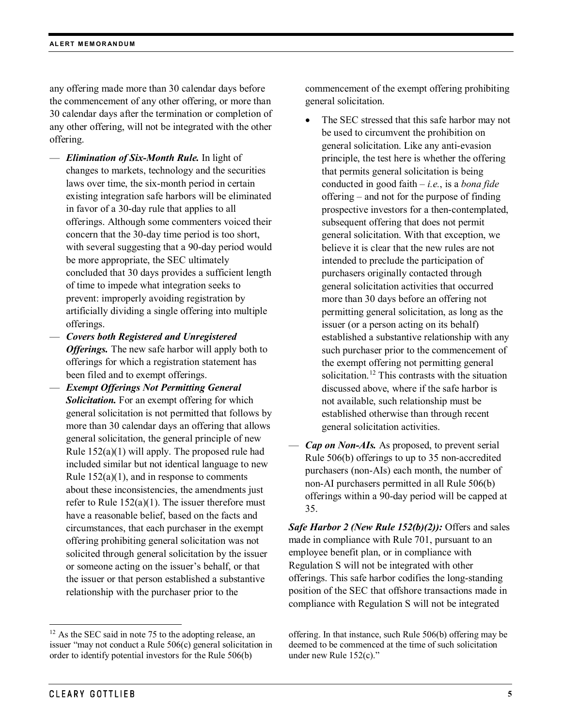any offering made more than 30 calendar days before the commencement of any other offering, or more than 30 calendar days after the termination or completion of any other offering, will not be integrated with the other offering.

— ***Elimination of Six-Month Rule.*** In light of changes to markets, technology and the securities laws over time, the six-month period in certain existing integration safe harbors will be eliminated in favor of a 30-day rule that applies to all offerings. Although some commenters voiced their concern that the 30-day time period is too short, with several suggesting that a 90-day period would be more appropriate, the SEC ultimately concluded that 30 days provides a sufficient length of time to impede what integration seeks to prevent: improperly avoiding registration by artificially dividing a single offering into multiple offerings.

— ***Covers both Registered and Unregistered Offerings.*** The new safe harbor will apply both to offerings for which a registration statement has been filed and to exempt offerings.

— ***Exempt Offerings Not Permitting General Solicitation.*** For an exempt offering for which general solicitation is not permitted that follows by more than 30 calendar days an offering that allows general solicitation, the general principle of new Rule 152(a)(1) will apply. The proposed rule had included similar but not identical language to new Rule 152(a)(1), and in response to comments about these inconsistencies, the amendments just refer to Rule 152(a)(1). The issuer therefore must have a reasonable belief, based on the facts and circumstances, that each purchaser in the exempt offering prohibiting general solicitation was not solicited through general solicitation by the issuer or someone acting on the issuer's behalf, or that the issuer or that person established a substantive relationship with the purchaser prior to the commencement of the exempt offering prohibiting general solicitation.

- The SEC stressed that this safe harbor may not be used to circumvent the prohibition on general solicitation. Like any anti-evasion principle, the test here is whether the offering that permits general solicitation is being conducted in good faith – *i.e.*, is a *bona fide* offering – and not for the purpose of finding prospective investors for a then-contemplated, subsequent offering that does not permit general solicitation. With that exception, we believe it is clear that the new rules are not intended to preclude the participation of purchasers originally contacted through general solicitation activities that occurred more than 30 days before an offering not permitting general solicitation, as long as the issuer (or a person acting on its behalf) established a substantive relationship with any such purchaser prior to the commencement of the exempt offering not permitting general solicitation.[12] This contrasts with the situation discussed above, where if the safe harbor is not available, such relationship must be established otherwise than through recent general solicitation activities.

— ***Cap on Non-AIs.*** As proposed, to prevent serial Rule 506(b) offerings to up to 35 non-accredited purchasers (non-AIs) each month, the number of non-AI purchasers permitted in all Rule 506(b) offerings within a 90-day period will be capped at 35.

***Safe Harbor 2 (New Rule 152(b)(2)):*** Offers and sales made in compliance with Rule 701, pursuant to an employee benefit plan, or in compliance with Regulation S will not be integrated with other offerings. This safe harbor codifies the long-standing position of the SEC that offshore transactions made in compliance with Regulation S will not be integrated

[12] As the SEC said in note 75 to the adopting release, an issuer "may not conduct a Rule 506(c) general solicitation in order to identify potential investors for the Rule 506(b) offering. In that instance, such Rule 506(b) offering may be deemed to be commenced at the time of such solicitation under new Rule 152(c)."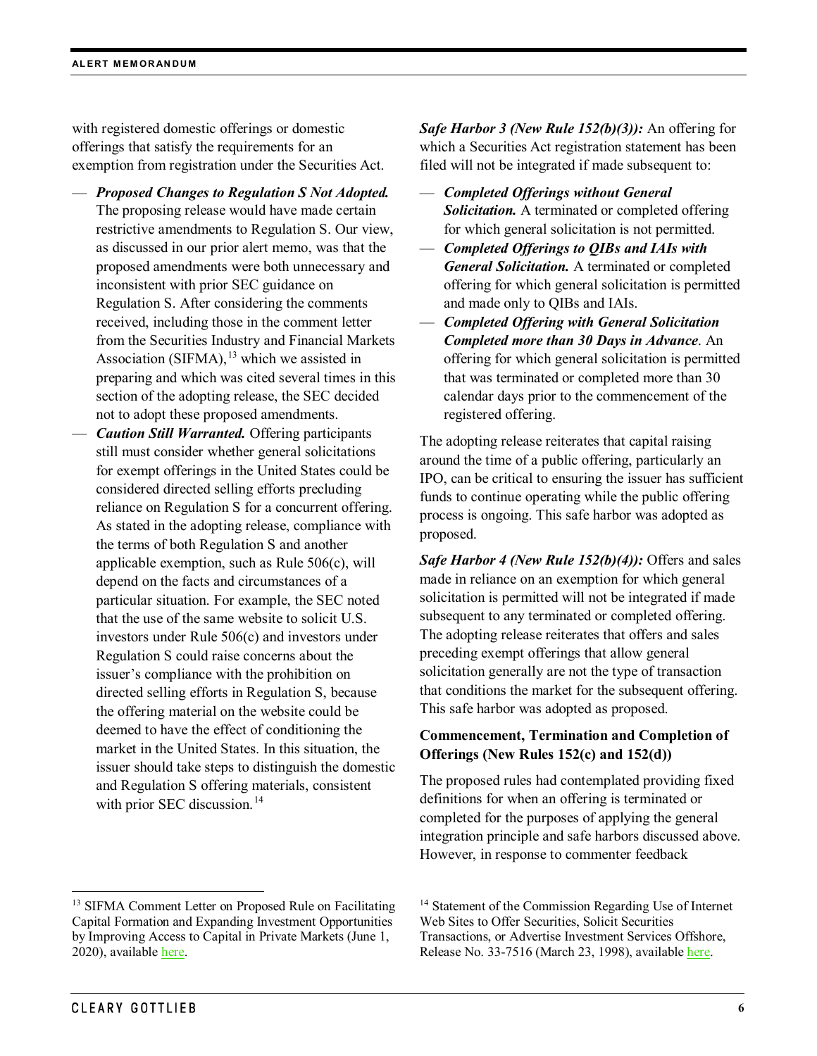with registered domestic offerings or domestic offerings that satisfy the requirements for an exemption from registration under the Securities Act.

— ***Proposed Changes to Regulation S Not Adopted.*** The proposing release would have made certain restrictive amendments to Regulation S. Our view, as discussed in our prior alert memo, was that the proposed amendments were both unnecessary and inconsistent with prior SEC guidance on Regulation S. After considering the comments received, including those in the comment letter from the Securities Industry and Financial Markets Association (SIFMA),[13] which we assisted in preparing and which was cited several times in this section of the adopting release, the SEC decided not to adopt these proposed amendments.

— ***Caution Still Warranted.*** Offering participants still must consider whether general solicitations for exempt offerings in the United States could be considered directed selling efforts precluding reliance on Regulation S for a concurrent offering. As stated in the adopting release, compliance with the terms of both Regulation S and another applicable exemption, such as Rule 506(c), will depend on the facts and circumstances of a particular situation. For example, the SEC noted that the use of the same website to solicit U.S. investors under Rule 506(c) and investors under Regulation S could raise concerns about the issuer's compliance with the prohibition on directed selling efforts in Regulation S, because the offering material on the website could be deemed to have the effect of conditioning the market in the United States. In this situation, the issuer should take steps to distinguish the domestic and Regulation S offering materials, consistent with prior SEC discussion.[14]

***Safe Harbor 3 (New Rule 152(b)(3)):*** An offering for which a Securities Act registration statement has been filed will not be integrated if made subsequent to:

— ***Completed Offerings without General Solicitation.*** A terminated or completed offering for which general solicitation is not permitted.

— ***Completed Offerings to QIBs and IAIs with General Solicitation.*** A terminated or completed offering for which general solicitation is permitted and made only to QIBs and IAIs.

— ***Completed Offering with General Solicitation Completed more than 30 Days in Advance***. An offering for which general solicitation is permitted that was terminated or completed more than 30 calendar days prior to the commencement of the registered offering.

The adopting release reiterates that capital raising around the time of a public offering, particularly an IPO, can be critical to ensuring the issuer has sufficient funds to continue operating while the public offering process is ongoing. This safe harbor was adopted as proposed.

***Safe Harbor 4 (New Rule 152(b)(4)):*** Offers and sales made in reliance on an exemption for which general solicitation is permitted will not be integrated if made subsequent to any terminated or completed offering. The adopting release reiterates that offers and sales preceding exempt offerings that allow general solicitation generally are not the type of transaction that conditions the market for the subsequent offering. This safe harbor was adopted as proposed.

**Commencement, Termination and Completion of Offerings (New Rules 152(c) and 152(d))**

The proposed rules had contemplated providing fixed definitions for when an offering is terminated or completed for the purposes of applying the general integration principle and safe harbors discussed above. However, in response to commenter feedback

---

[13] SIFMA Comment Letter on Proposed Rule on Facilitating Capital Formation and Expanding Investment Opportunities by Improving Access to Capital in Private Markets (June 1, 2020), available here.

[14] Statement of the Commission Regarding Use of Internet Web Sites to Offer Securities, Solicit Securities Transactions, or Advertise Investment Services Offshore, Release No. 33-7516 (March 23, 1998), available here.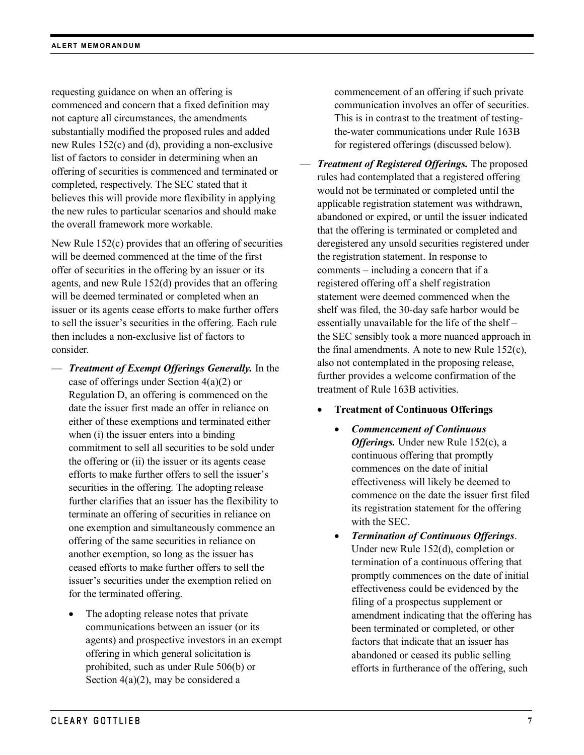requesting guidance on when an offering is commenced and concern that a fixed definition may not capture all circumstances, the amendments substantially modified the proposed rules and added new Rules 152(c) and (d), providing a non-exclusive list of factors to consider in determining when an offering of securities is commenced and terminated or completed, respectively. The SEC stated that it believes this will provide more flexibility in applying the new rules to particular scenarios and should make the overall framework more workable.

New Rule 152(c) provides that an offering of securities will be deemed commenced at the time of the first offer of securities in the offering by an issuer or its agents, and new Rule 152(d) provides that an offering will be deemed terminated or completed when an issuer or its agents cease efforts to make further offers to sell the issuer's securities in the offering. Each rule then includes a non-exclusive list of factors to consider.

— ***Treatment of Exempt Offerings Generally.*** In the case of offerings under Section 4(a)(2) or Regulation D, an offering is commenced on the date the issuer first made an offer in reliance on either of these exemptions and terminated either when (i) the issuer enters into a binding commitment to sell all securities to be sold under the offering or (ii) the issuer or its agents cease efforts to make further offers to sell the issuer's securities in the offering. The adopting release further clarifies that an issuer has the flexibility to terminate an offering of securities in reliance on one exemption and simultaneously commence an offering of the same securities in reliance on another exemption, so long as the issuer has ceased efforts to make further offers to sell the issuer's securities under the exemption relied on for the terminated offering.

- The adopting release notes that private communications between an issuer (or its agents) and prospective investors in an exempt offering in which general solicitation is prohibited, such as under Rule 506(b) or Section 4(a)(2), may be considered a commencement of an offering if such private communication involves an offer of securities. This is in contrast to the treatment of testing-the-water communications under Rule 163B for registered offerings (discussed below).

— ***Treatment of Registered Offerings.*** The proposed rules had contemplated that a registered offering would not be terminated or completed until the applicable registration statement was withdrawn, abandoned or expired, or until the issuer indicated that the offering is terminated or completed and deregistered any unsold securities registered under the registration statement. In response to comments – including a concern that if a registered offering off a shelf registration statement were deemed commenced when the shelf was filed, the 30-day safe harbor would be essentially unavailable for the life of the shelf – the SEC sensibly took a more nuanced approach in the final amendments. A note to new Rule 152(c), also not contemplated in the proposing release, further provides a welcome confirmation of the treatment of Rule 163B activities.

- **Treatment of Continuous Offerings**
  - ***Commencement of Continuous Offerings.*** Under new Rule 152(c), a continuous offering that promptly commences on the date of initial effectiveness will likely be deemed to commence on the date the issuer first filed its registration statement for the offering with the SEC.
  - ***Termination of Continuous Offerings***. Under new Rule 152(d), completion or termination of a continuous offering that promptly commences on the date of initial effectiveness could be evidenced by the filing of a prospectus supplement or amendment indicating that the offering has been terminated or completed, or other factors that indicate that an issuer has abandoned or ceased its public selling efforts in furtherance of the offering, such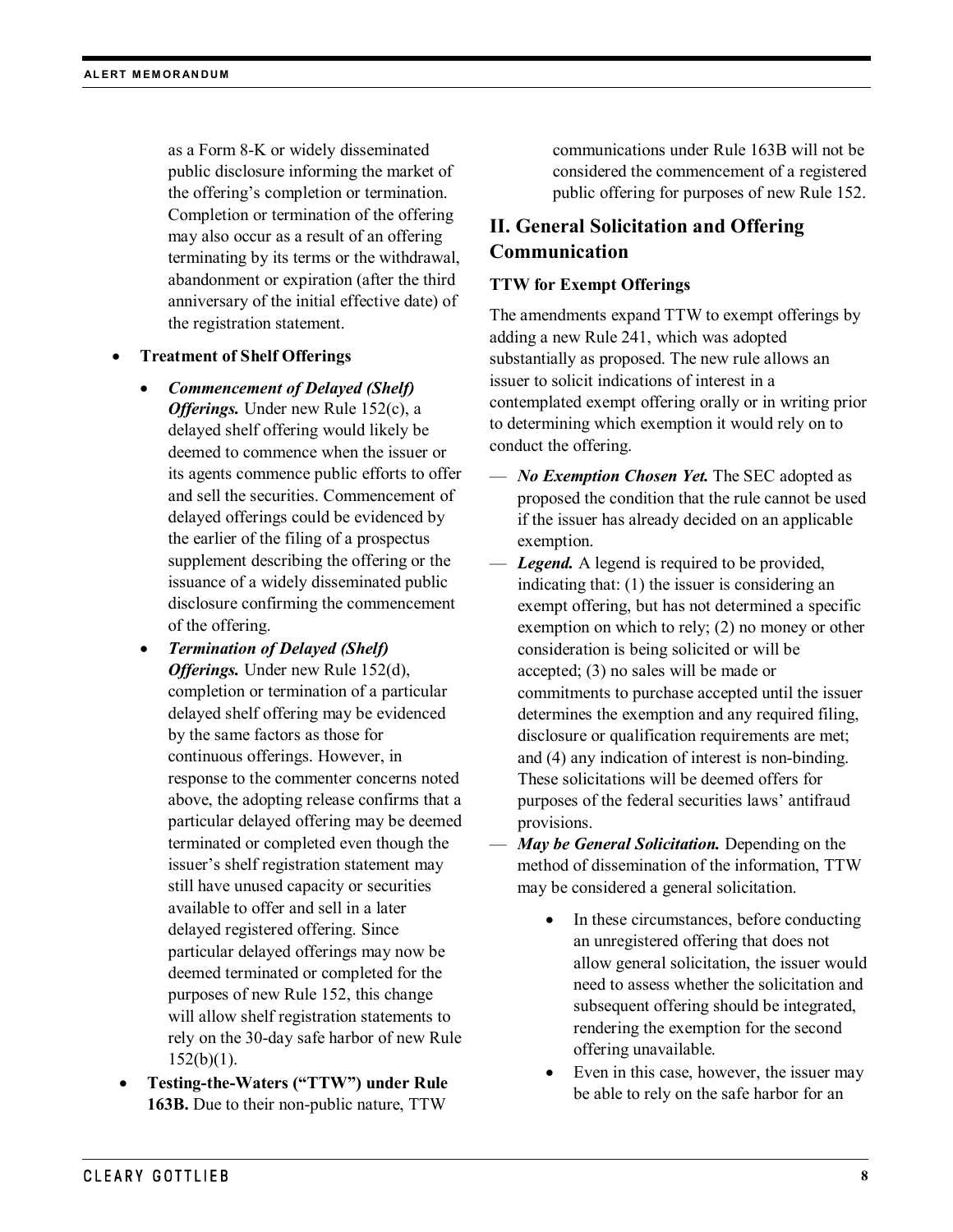as a Form 8-K or widely disseminated public disclosure informing the market of the offering's completion or termination. Completion or termination of the offering may also occur as a result of an offering terminating by its terms or the withdrawal, abandonment or expiration (after the third anniversary of the initial effective date) of the registration statement.

- **Treatment of Shelf Offerings**
  - ***Commencement of Delayed (Shelf) Offerings.*** Under new Rule 152(c), a delayed shelf offering would likely be deemed to commence when the issuer or its agents commence public efforts to offer and sell the securities. Commencement of delayed offerings could be evidenced by the earlier of the filing of a prospectus supplement describing the offering or the issuance of a widely disseminated public disclosure confirming the commencement of the offering.
  - ***Termination of Delayed (Shelf) Offerings.*** Under new Rule 152(d), completion or termination of a particular delayed shelf offering may be evidenced by the same factors as those for continuous offerings. However, in response to the commenter concerns noted above, the adopting release confirms that a particular delayed offering may be deemed terminated or completed even though the issuer's shelf registration statement may still have unused capacity or securities available to offer and sell in a later delayed registered offering. Since particular delayed offerings may now be deemed terminated or completed for the purposes of new Rule 152, this change will allow shelf registration statements to rely on the 30-day safe harbor of new Rule 152(b)(1).
- **Testing-the-Waters ("TTW") under Rule 163B.** Due to their non-public nature, TTW communications under Rule 163B will not be considered the commencement of a registered public offering for purposes of new Rule 152.

## II. General Solicitation and Offering Communication

### TTW for Exempt Offerings

The amendments expand TTW to exempt offerings by adding a new Rule 241, which was adopted substantially as proposed. The new rule allows an issuer to solicit indications of interest in a contemplated exempt offering orally or in writing prior to determining which exemption it would rely on to conduct the offering.

— ***No Exemption Chosen Yet.*** The SEC adopted as proposed the condition that the rule cannot be used if the issuer has already decided on an applicable exemption.

— ***Legend.*** A legend is required to be provided, indicating that: (1) the issuer is considering an exempt offering, but has not determined a specific exemption on which to rely; (2) no money or other consideration is being solicited or will be accepted; (3) no sales will be made or commitments to purchase accepted until the issuer determines the exemption and any required filing, disclosure or qualification requirements are met; and (4) any indication of interest is non-binding. These solicitations will be deemed offers for purposes of the federal securities laws' antifraud provisions.

— ***May be General Solicitation.*** Depending on the method of dissemination of the information, TTW may be considered a general solicitation.

- In these circumstances, before conducting an unregistered offering that does not allow general solicitation, the issuer would need to assess whether the solicitation and subsequent offering should be integrated, rendering the exemption for the second offering unavailable.
- Even in this case, however, the issuer may be able to rely on the safe harbor for an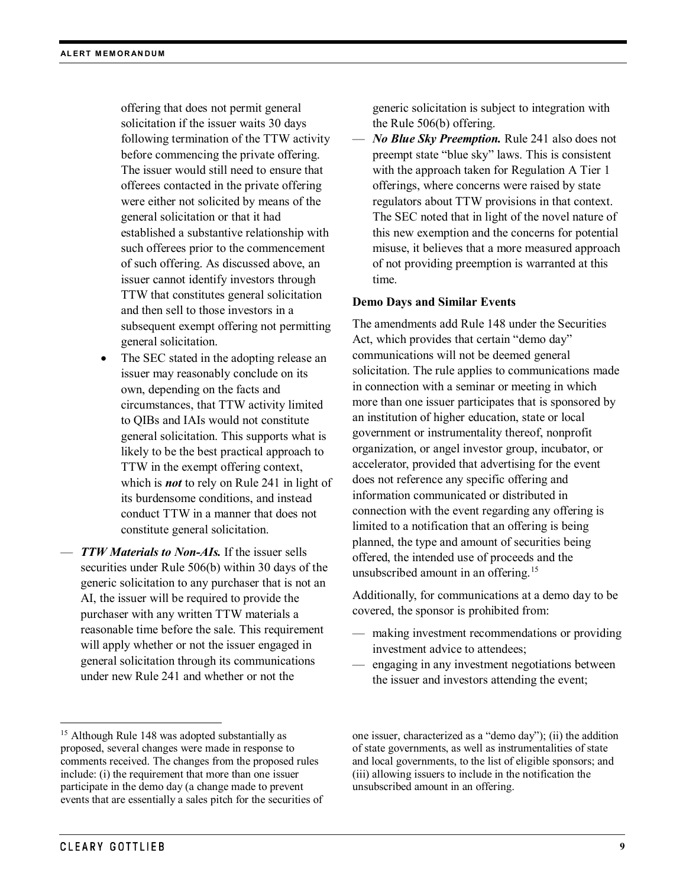offering that does not permit general solicitation if the issuer waits 30 days following termination of the TTW activity before commencing the private offering. The issuer would still need to ensure that offerees contacted in the private offering were either not solicited by means of the general solicitation or that it had established a substantive relationship with such offerees prior to the commencement of such offering. As discussed above, an issuer cannot identify investors through TTW that constitutes general solicitation and then sell to those investors in a subsequent exempt offering not permitting general solicitation.

- The SEC stated in the adopting release an issuer may reasonably conclude on its own, depending on the facts and circumstances, that TTW activity limited to QIBs and IAIs would not constitute general solicitation. This supports what is likely to be the best practical approach to TTW in the exempt offering context, which is ***not*** to rely on Rule 241 in light of its burdensome conditions, and instead conduct TTW in a manner that does not constitute general solicitation.

— ***TTW Materials to Non-AIs.*** If the issuer sells securities under Rule 506(b) within 30 days of the generic solicitation to any purchaser that is not an AI, the issuer will be required to provide the purchaser with any written TTW materials a reasonable time before the sale. This requirement will apply whether or not the issuer engaged in general solicitation through its communications under new Rule 241 and whether or not the generic solicitation is subject to integration with the Rule 506(b) offering.

— ***No Blue Sky Preemption.*** Rule 241 also does not preempt state "blue sky" laws. This is consistent with the approach taken for Regulation A Tier 1 offerings, where concerns were raised by state regulators about TTW provisions in that context. The SEC noted that in light of the novel nature of this new exemption and the concerns for potential misuse, it believes that a more measured approach of not providing preemption is warranted at this time.

**Demo Days and Similar Events**

The amendments add Rule 148 under the Securities Act, which provides that certain "demo day" communications will not be deemed general solicitation. The rule applies to communications made in connection with a seminar or meeting in which more than one issuer participates that is sponsored by an institution of higher education, state or local government or instrumentality thereof, nonprofit organization, or angel investor group, incubator, or accelerator, provided that advertising for the event does not reference any specific offering and information communicated or distributed in connection with the event regarding any offering is limited to a notification that an offering is being planned, the type and amount of securities being offered, the intended use of proceeds and the unsubscribed amount in an offering.[15]

Additionally, for communications at a demo day to be covered, the sponsor is prohibited from:

— making investment recommendations or providing investment advice to attendees;

— engaging in any investment negotiations between the issuer and investors attending the event;

[15] Although Rule 148 was adopted substantially as proposed, several changes were made in response to comments received. The changes from the proposed rules include: (i) the requirement that more than one issuer participate in the demo day (a change made to prevent events that are essentially a sales pitch for the securities of one issuer, characterized as a "demo day"); (ii) the addition of state governments, as well as instrumentalities of state and local governments, to the list of eligible sponsors; and (iii) allowing issuers to include in the notification the unsubscribed amount in an offering.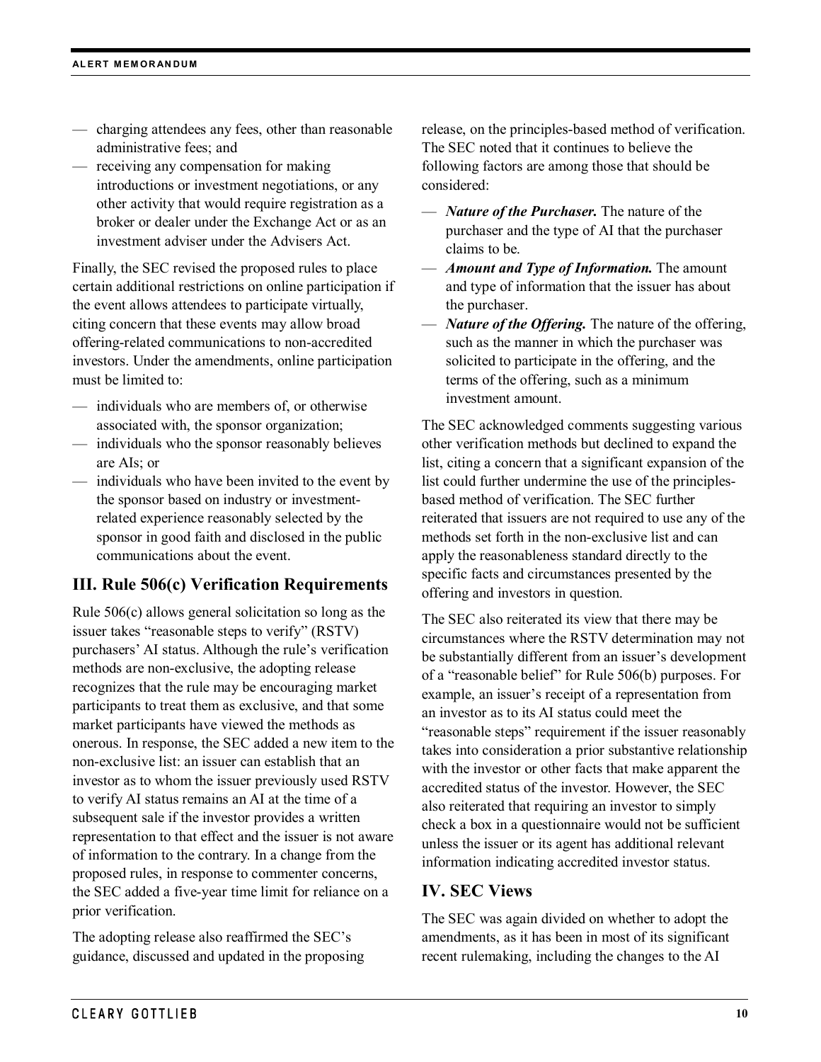- charging attendees any fees, other than reasonable administrative fees; and
- receiving any compensation for making introductions or investment negotiations, or any other activity that would require registration as a broker or dealer under the Exchange Act or as an investment adviser under the Advisers Act.

Finally, the SEC revised the proposed rules to place certain additional restrictions on online participation if the event allows attendees to participate virtually, citing concern that these events may allow broad offering-related communications to non-accredited investors. Under the amendments, online participation must be limited to:

- individuals who are members of, or otherwise associated with, the sponsor organization;
- individuals who the sponsor reasonably believes are AIs; or
- individuals who have been invited to the event by the sponsor based on industry or investment-related experience reasonably selected by the sponsor in good faith and disclosed in the public communications about the event.

## III. Rule 506(c) Verification Requirements

Rule 506(c) allows general solicitation so long as the issuer takes "reasonable steps to verify" (RSTV) purchasers' AI status. Although the rule's verification methods are non-exclusive, the adopting release recognizes that the rule may be encouraging market participants to treat them as exclusive, and that some market participants have viewed the methods as onerous. In response, the SEC added a new item to the non-exclusive list: an issuer can establish that an investor as to whom the issuer previously used RSTV to verify AI status remains an AI at the time of a subsequent sale if the investor provides a written representation to that effect and the issuer is not aware of information to the contrary. In a change from the proposed rules, in response to commenter concerns, the SEC added a five-year time limit for reliance on a prior verification.

The adopting release also reaffirmed the SEC's guidance, discussed and updated in the proposing release, on the principles-based method of verification. The SEC noted that it continues to believe the following factors are among those that should be considered:

- ***Nature of the Purchaser.*** The nature of the purchaser and the type of AI that the purchaser claims to be.
- ***Amount and Type of Information.*** The amount and type of information that the issuer has about the purchaser.
- ***Nature of the Offering.*** The nature of the offering, such as the manner in which the purchaser was solicited to participate in the offering, and the terms of the offering, such as a minimum investment amount.

The SEC acknowledged comments suggesting various other verification methods but declined to expand the list, citing a concern that a significant expansion of the list could further undermine the use of the principles-based method of verification. The SEC further reiterated that issuers are not required to use any of the methods set forth in the non-exclusive list and can apply the reasonableness standard directly to the specific facts and circumstances presented by the offering and investors in question.

The SEC also reiterated its view that there may be circumstances where the RSTV determination may not be substantially different from an issuer's development of a "reasonable belief" for Rule 506(b) purposes. For example, an issuer's receipt of a representation from an investor as to its AI status could meet the "reasonable steps" requirement if the issuer reasonably takes into consideration a prior substantive relationship with the investor or other facts that make apparent the accredited status of the investor. However, the SEC also reiterated that requiring an investor to simply check a box in a questionnaire would not be sufficient unless the issuer or its agent has additional relevant information indicating accredited investor status.

## IV. SEC Views

The SEC was again divided on whether to adopt the amendments, as it has been in most of its significant recent rulemaking, including the changes to the AI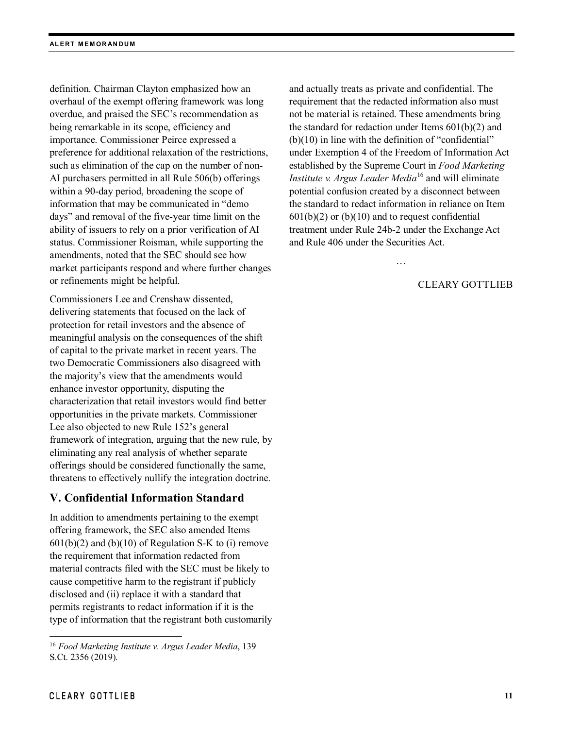definition. Chairman Clayton emphasized how an overhaul of the exempt offering framework was long overdue, and praised the SEC's recommendation as being remarkable in its scope, efficiency and importance. Commissioner Peirce expressed a preference for additional relaxation of the restrictions, such as elimination of the cap on the number of non-AI purchasers permitted in all Rule 506(b) offerings within a 90-day period, broadening the scope of information that may be communicated in "demo days" and removal of the five-year time limit on the ability of issuers to rely on a prior verification of AI status. Commissioner Roisman, while supporting the amendments, noted that the SEC should see how market participants respond and where further changes or refinements might be helpful.

Commissioners Lee and Crenshaw dissented, delivering statements that focused on the lack of protection for retail investors and the absence of meaningful analysis on the consequences of the shift of capital to the private market in recent years. The two Democratic Commissioners also disagreed with the majority's view that the amendments would enhance investor opportunity, disputing the characterization that retail investors would find better opportunities in the private markets. Commissioner Lee also objected to new Rule 152's general framework of integration, arguing that the new rule, by eliminating any real analysis of whether separate offerings should be considered functionally the same, threatens to effectively nullify the integration doctrine.

## V. Confidential Information Standard

In addition to amendments pertaining to the exempt offering framework, the SEC also amended Items 601(b)(2) and (b)(10) of Regulation S-K to (i) remove the requirement that information redacted from material contracts filed with the SEC must be likely to cause competitive harm to the registrant if publicly disclosed and (ii) replace it with a standard that permits registrants to redact information if it is the type of information that the registrant both customarily and actually treats as private and confidential. The requirement that the redacted information also must not be material is retained. These amendments bring the standard for redaction under Items 601(b)(2) and (b)(10) in line with the definition of "confidential" under Exemption 4 of the Freedom of Information Act established by the Supreme Court in *Food Marketing Institute v. Argus Leader Media*[16] and will eliminate potential confusion created by a disconnect between the standard to redact information in reliance on Item 601(b)(2) or (b)(10) and to request confidential treatment under Rule 24b-2 under the Exchange Act and Rule 406 under the Securities Act.

…

CLEARY GOTTLIEB

[16] *Food Marketing Institute v. Argus Leader Media*, 139 S.Ct. 2356 (2019).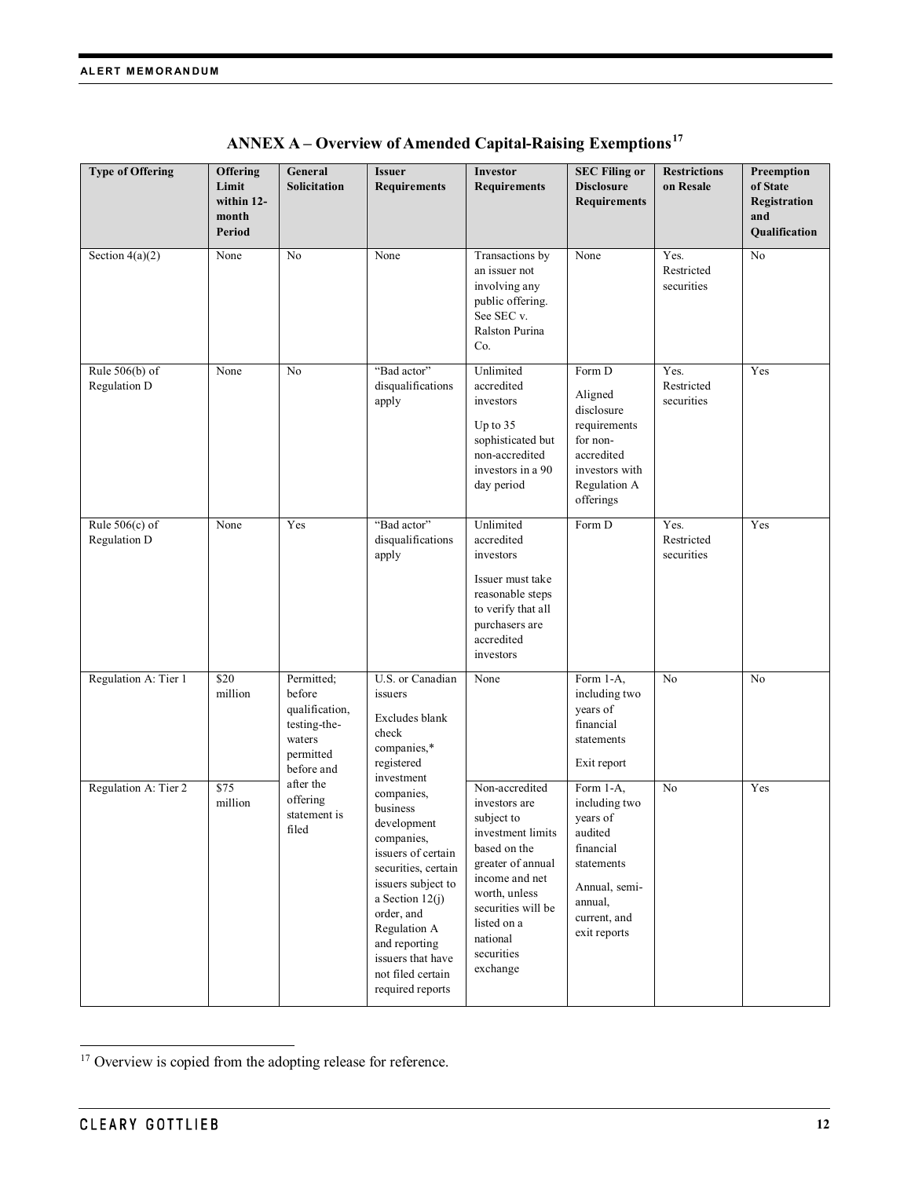## ANNEX A – Overview of Amended Capital-Raising Exemptions[17]

| Type of Offering | Offering Limit within 12-month Period | General Solicitation | Issuer Requirements | Investor Requirements | SEC Filing or Disclosure Requirements | Restrictions on Resale | Preemption of State Registration and Qualification |
|---|---|---|---|---|---|---|---|
| Section 4(a)(2) | None | No | None | Transactions by an issuer not involving any public offering. See SEC v. Ralston Purina Co. | None | Yes. Restricted securities | No |
| Rule 506(b) of Regulation D | None | No | "Bad actor" disqualifications apply | Unlimited accredited investors<br><br>Up to 35 sophisticated but non-accredited investors in a 90 day period | Form D<br><br>Aligned disclosure requirements for non-accredited investors with Regulation A offerings | Yes. Restricted securities | Yes |
| Rule 506(c) of Regulation D | None | Yes | "Bad actor" disqualifications apply | Unlimited accredited investors<br><br>Issuer must take reasonable steps to verify that all purchasers are accredited investors | Form D | Yes. Restricted securities | Yes |
| Regulation A: Tier 1 | $20 million | Permitted; before qualification, testing-the-waters permitted before and after the offering statement is filed | U.S. or Canadian issuers<br><br>Excludes blank check companies,* registered investment companies, business development companies, issuers of certain securities, certain issuers subject to a Section 12(j) order, and Regulation A and reporting issuers that have not filed certain required reports | None | Form 1-A, including two years of financial statements<br><br>Exit report | No | No |
| Regulation A: Tier 2 | $75 million | | | Non-accredited investors are subject to investment limits based on the greater of annual income and net worth, unless securities will be listed on a national securities exchange | Form 1-A, including two years of audited financial statements<br><br>Annual, semi-annual, current, and exit reports | No | Yes |

[17] Overview is copied from the adopting release for reference.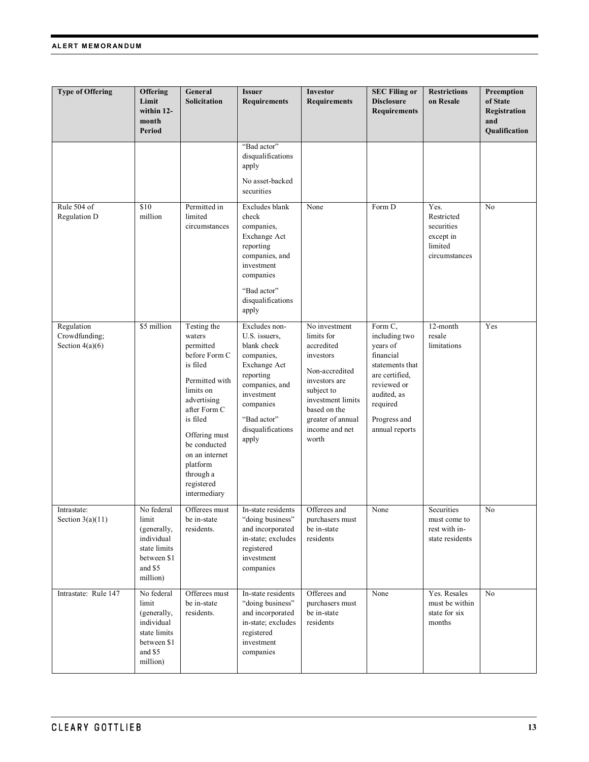| Type of Offering | Offering Limit within 12-month Period | General Solicitation | Issuer Requirements | Investor Requirements | SEC Filing or Disclosure Requirements | Restrictions on Resale | Preemption of State Registration and Qualification |
|---|---|---|---|---|---|---|---|
| | | | "Bad actor" disqualifications apply<br><br>No asset-backed securities | | | | |
| Rule 504 of Regulation D | $10 million | Permitted in limited circumstances | Excludes blank check companies, Exchange Act reporting companies, and investment companies<br><br>"Bad actor" disqualifications apply | None | Form D | Yes. Restricted securities except in limited circumstances | No |
| Regulation Crowdfunding; Section 4(a)(6) | $5 million | Testing the waters permitted before Form C is filed<br><br>Permitted with limits on advertising after Form C is filed<br><br>Offering must be conducted on an internet platform through a registered intermediary | Excludes non-U.S. issuers, blank check companies, Exchange Act reporting companies, and investment companies<br><br>"Bad actor" disqualifications apply | No investment limits for accredited investors<br><br>Non-accredited investors are subject to investment limits based on the greater of annual income and net worth | Form C, including two years of financial statements that are certified, reviewed or audited, as required<br><br>Progress and annual reports | 12-month resale limitations | Yes |
| Intrastate: Section 3(a)(11) | No federal limit (generally, individual state limits between $1 and $5 million) | Offerees must be in-state residents. | In-state residents "doing business" and incorporated in-state; excludes registered investment companies | Offerees and purchasers must be in-state residents | None | Securities must come to rest with in-state residents | No |
| Intrastate: Rule 147 | No federal limit (generally, individual state limits between $1 and $5 million) | Offerees must be in-state residents. | In-state residents "doing business" and incorporated in-state; excludes registered investment companies | Offerees and purchasers must be in-state residents | None | Yes. Resales must be within state for six months | No |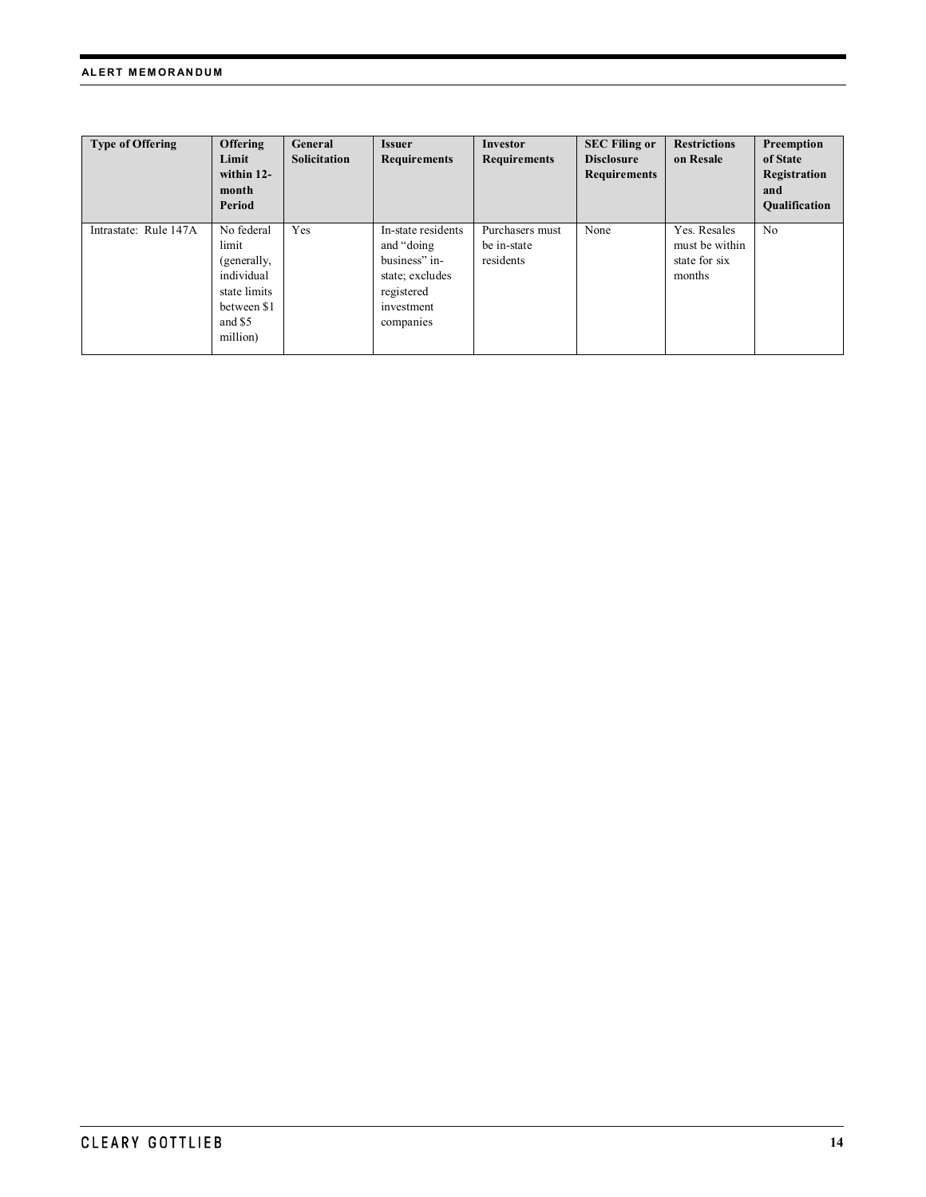| Type of Offering | Offering Limit within 12-month Period | General Solicitation | Issuer Requirements | Investor Requirements | SEC Filing or Disclosure Requirements | Restrictions on Resale | Preemption of State Registration and Qualification |
|---|---|---|---|---|---|---|---|
| Intrastate: Rule 147A | No federal limit (generally, individual state limits between $1 and $5 million) | Yes | In-state residents and "doing business" in-state; excludes registered investment companies | Purchasers must be in-state residents | None | Yes. Resales must be within state for six months | No |